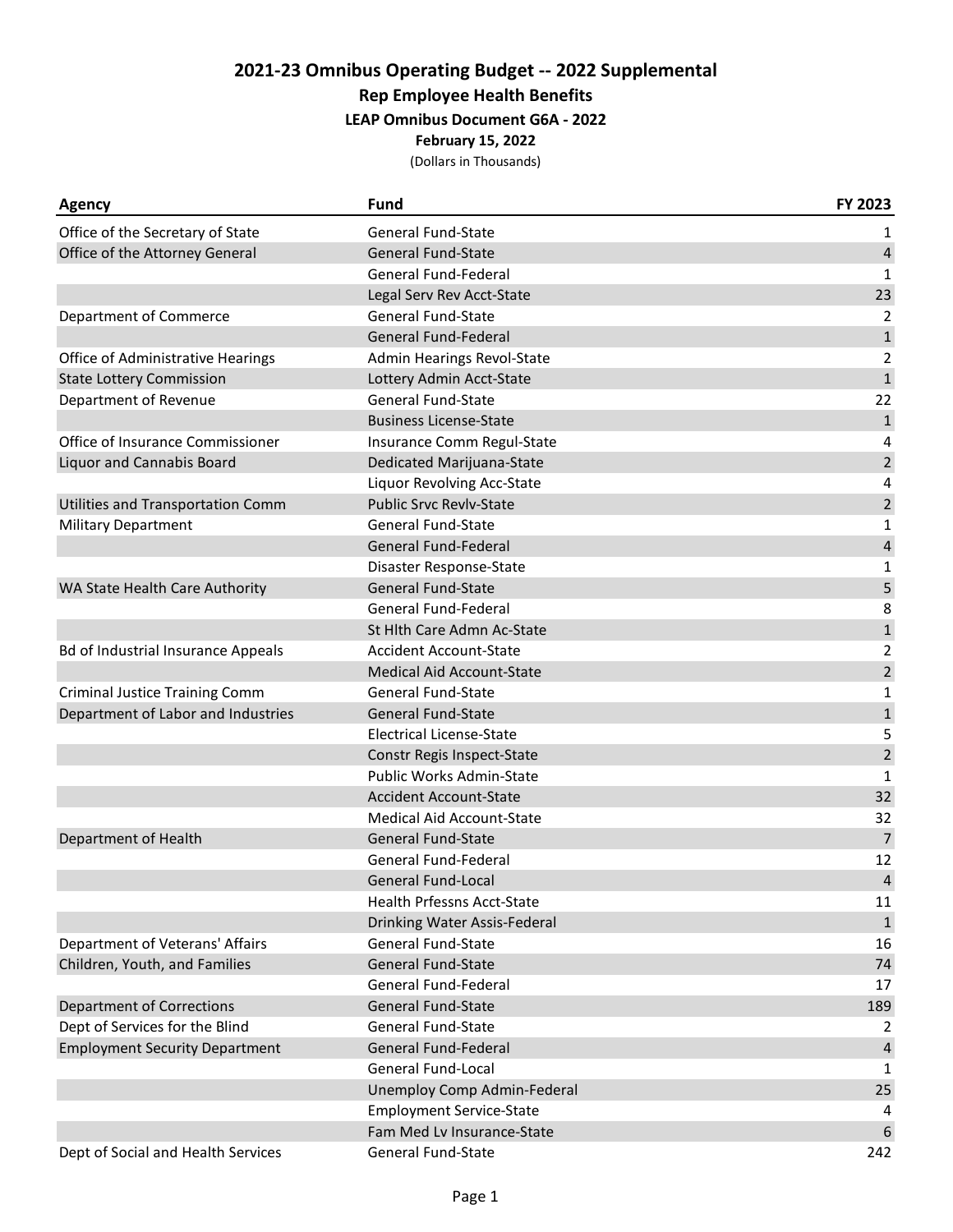# 2021-23 Omnibus Operating Budget -- 2022 Supplemental

## Rep Employee Health Benefits

### LEAP Omnibus Document G6A - 2022

**February 15, 2022**

(Dollars in Thousands)

| Agency | Fund | FY 2023 |
|---|---|---|
| Office of the Secretary of State | General Fund-State | 1 |
| Office of the Attorney General | General Fund-State | 4 |
| | General Fund-Federal | 1 |
| | Legal Serv Rev Acct-State | 23 |
| Department of Commerce | General Fund-State | 2 |
| | General Fund-Federal | 1 |
| Office of Administrative Hearings | Admin Hearings Revol-State | 2 |
| State Lottery Commission | Lottery Admin Acct-State | 1 |
| Department of Revenue | General Fund-State | 22 |
| | Business License-State | 1 |
| Office of Insurance Commissioner | Insurance Comm Regul-State | 4 |
| Liquor and Cannabis Board | Dedicated Marijuana-State | 2 |
| | Liquor Revolving Acc-State | 4 |
| Utilities and Transportation Comm | Public Srvc Revlv-State | 2 |
| Military Department | General Fund-State | 1 |
| | General Fund-Federal | 4 |
| | Disaster Response-State | 1 |
| WA State Health Care Authority | General Fund-State | 5 |
| | General Fund-Federal | 8 |
| | St Hlth Care Admn Ac-State | 1 |
| Bd of Industrial Insurance Appeals | Accident Account-State | 2 |
| | Medical Aid Account-State | 2 |
| Criminal Justice Training Comm | General Fund-State | 1 |
| Department of Labor and Industries | General Fund-State | 1 |
| | Electrical License-State | 5 |
| | Constr Regis Inspect-State | 2 |
| | Public Works Admin-State | 1 |
| | Accident Account-State | 32 |
| | Medical Aid Account-State | 32 |
| Department of Health | General Fund-State | 7 |
| | General Fund-Federal | 12 |
| | General Fund-Local | 4 |
| | Health Prfessns Acct-State | 11 |
| | Drinking Water Assis-Federal | 1 |
| Department of Veterans' Affairs | General Fund-State | 16 |
| Children, Youth, and Families | General Fund-State | 74 |
| | General Fund-Federal | 17 |
| Department of Corrections | General Fund-State | 189 |
| Dept of Services for the Blind | General Fund-State | 2 |
| Employment Security Department | General Fund-Federal | 4 |
| | General Fund-Local | 1 |
| | Unemploy Comp Admin-Federal | 25 |
| | Employment Service-State | 4 |
| | Fam Med Lv Insurance-State | 6 |
| Dept of Social and Health Services | General Fund-State | 242 |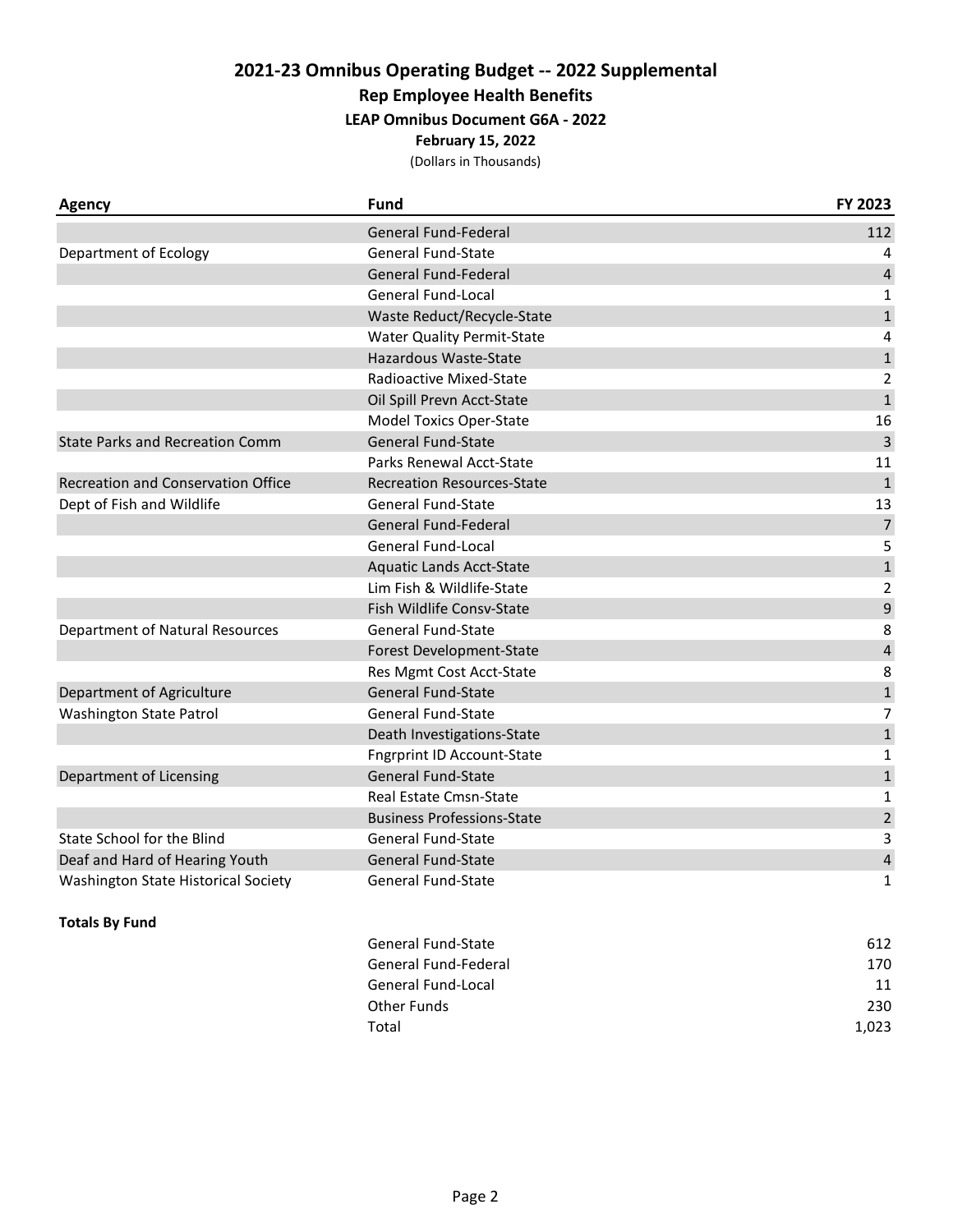## 2021-23 Omnibus Operating Budget -- 2022 Supplemental

### Rep Employee Health Benefits

### LEAP Omnibus Document G6A - 2022

**February 15, 2022**

(Dollars in Thousands)

| Agency | Fund | FY 2023 |
|---|---|---|
| | General Fund-Federal | 112 |
| Department of Ecology | General Fund-State | 4 |
| | General Fund-Federal | 4 |
| | General Fund-Local | 1 |
| | Waste Reduct/Recycle-State | 1 |
| | Water Quality Permit-State | 4 |
| | Hazardous Waste-State | 1 |
| | Radioactive Mixed-State | 2 |
| | Oil Spill Prevn Acct-State | 1 |
| | Model Toxics Oper-State | 16 |
| State Parks and Recreation Comm | General Fund-State | 3 |
| | Parks Renewal Acct-State | 11 |
| Recreation and Conservation Office | Recreation Resources-State | 1 |
| Dept of Fish and Wildlife | General Fund-State | 13 |
| | General Fund-Federal | 7 |
| | General Fund-Local | 5 |
| | Aquatic Lands Acct-State | 1 |
| | Lim Fish & Wildlife-State | 2 |
| | Fish Wildlife Consv-State | 9 |
| Department of Natural Resources | General Fund-State | 8 |
| | Forest Development-State | 4 |
| | Res Mgmt Cost Acct-State | 8 |
| Department of Agriculture | General Fund-State | 1 |
| Washington State Patrol | General Fund-State | 7 |
| | Death Investigations-State | 1 |
| | Fngrprint ID Account-State | 1 |
| Department of Licensing | General Fund-State | 1 |
| | Real Estate Cmsn-State | 1 |
| | Business Professions-State | 2 |
| State School for the Blind | General Fund-State | 3 |
| Deaf and Hard of Hearing Youth | General Fund-State | 4 |
| Washington State Historical Society | General Fund-State | 1 |

**Totals By Fund**

| | | |
|---|---|---|
| | General Fund-State | 612 |
| | General Fund-Federal | 170 |
| | General Fund-Local | 11 |
| | Other Funds | 230 |
| | Total | 1,023 |